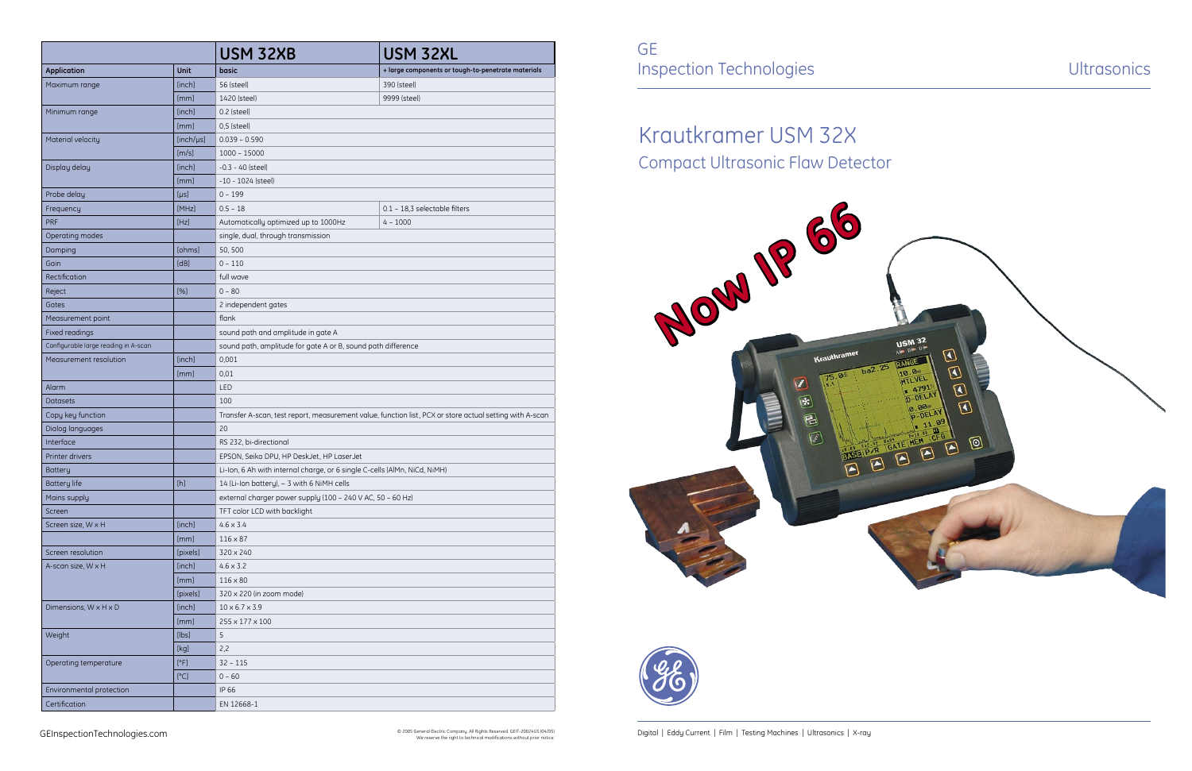GE
Inspection Technologies

Ultrasonics

# Krautkramer USM 32X

## Compact Ultrasonic Flaw Detector

Now IP 66

| Application | Unit | USM 32XB<br>basic | USM 32XL<br>+ large components or tough-to-penetrate materials |
|---|---|---|---|
| Maximum range | [inch] | 56 (steel) | 390 (steel) |
| | [mm] | 1420 (steel) | 9999 (steel) |
| Minimum range | [inch] | 0.2 (steel) | |
| | [mm] | 0,5 (steel) | |
| Material velocity | [inch/µs] | 0.039 – 0.590 | |
| | [m/s] | 1000 – 15000 | |
| Display delay | [inch] | -0.3 - 40 (steel) | |
| | [mm] | -10 - 1024 (steel) | |
| Probe delay | [µs] | 0 – 199 | |
| Frequency | [MHz] | 0.5 – 18 | 0.1 – 18,3 selectable filters |
| PRF | [Hz] | Automatically optimized up to 1000Hz | 4 – 1000 |
| Operating modes | | single, dual, through transmission | |
| Damping | [ohms] | 50, 500 | |
| Gain | [dB] | 0 – 110 | |
| Rectification | | full wave | |
| Reject | [%] | 0 – 80 | |
| Gates | | 2 independent gates | |
| Measurement point | | flank | |
| Fixed readings | | sound path and amplitude in gate A | |
| Configurable large reading in A-scan | | sound path, amplitude for gate A or B, sound path difference | |
| Measurement resolution | [inch] | 0,001 | |
| | [mm] | 0,01 | |
| Alarm | | LED | |
| Datasets | | 100 | |
| Copy key function | | Transfer A-scan, test report, measurement value, function list, PCX or store actual setting with A-scan | |
| Dialog languages | | 20 | |
| Interface | | RS 232, bi-directional | |
| Printer drivers | | EPSON, Seiko DPU, HP DeskJet, HP LaserJet | |
| Battery | | Li-Ion, 6 Ah with internal charge, or 6 single C-cells (AlMn, NiCd, NiMH) | |
| Battery life | [h] | 14 (Li-Ion battery), ~ 3 with 6 NiMH cells | |
| Mains supply | | external charger power supply (100 – 240 V AC, 50 – 60 Hz) | |
| Screen | | TFT color LCD with backlight | |
| Screen size, W x H | [inch] | 4.6 x 3.4 | |
| | [mm] | 116 x 87 | |
| Screen resolution | [pixels] | 320 x 240 | |
| A-scan size, W x H | [inch] | 4.6 x 3.2 | |
| | [mm] | 116 x 80 | |
| | [pixels] | 320 x 220 (in zoom mode) | |
| Dimensions, W x H x D | [inch] | 10 x 6.7 x 3.9 | |
| | [mm] | 255 x 177 x 100 | |
| Weight | [lbs] | 5 | |
| | [kg] | 2,2 | |
| Operating temperature | [°F] | 32 – 115 | |
| | [°C] | 0 – 60 | |
| Environmental protection | | IP 66 | |
| Certification | | EN 12668-1 | |

GEInspectionTechnologies.com

© 2005 General Electric Company. All Rights Reserved. GEIT-20024US (04/05)
We reserve the right to technical modifications without prior notice.

Digital | Eddy Current | Film | Testing Machines | Ultrasonics | X-ray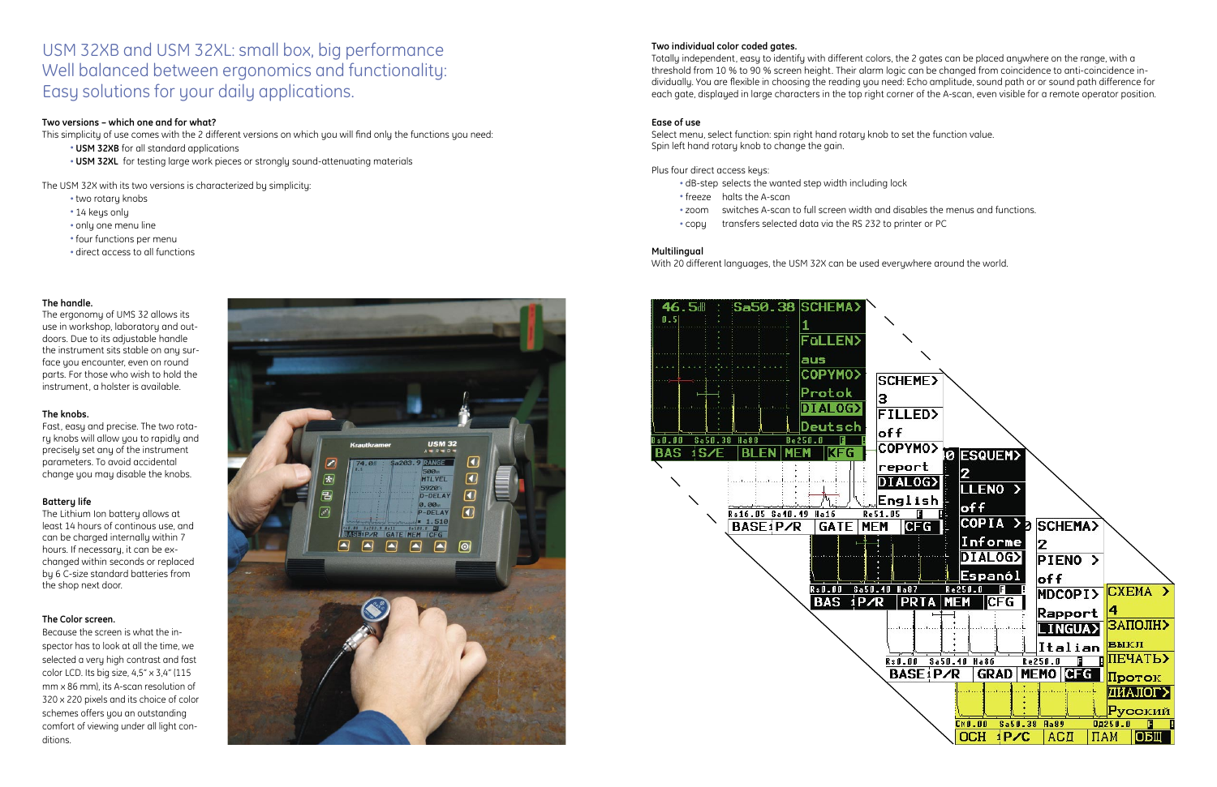# USM 32XB and USM 32XL: small box, big performance
# Well balanced between ergonomics and functionality: Easy solutions for your daily applications.

**Two versions – which one and for what?**

This simplicity of use comes with the 2 different versions on which you will find only the functions you need:

- **USM 32XB** for all standard applications
- **USM 32XL** for testing large work pieces or strongly sound-attenuating materials

The USM 32X with its two versions is characterized by simplicity:

- two rotary knobs
- 14 keys only
- only one menu line
- four functions per menu
- direct access to all functions

**The handle.**

The ergonomy of UMS 32 allows its use in workshop, laboratory and outdoors. Due to its adjustable handle the instrument sits stable on any surface you encounter, even on round parts. For those who wish to hold the instrument, a holster is available.

**The knobs.**

Fast, easy and precise. The two rotary knobs will allow you to rapidly and precisely set any of the instrument parameters. To avoid accidental change you may disable the knobs.

**Battery life**

The Lithium Ion battery allows at least 14 hours of continous use, and can be charged internally within 7 hours. If necessary, it can be exchanged within seconds or replaced by 6 C-size standard batteries from the shop next door.

**The Color screen.**

Because the screen is what the inspector has to look at all the time, we selected a very high contrast and fast color LCD. Its big size, 4,5" x 3,4" (115 mm x 86 mm), its A-scan resolution of 320 x 220 pixels and its choice of color schemes offers you an outstanding comfort of viewing under all light conditions.

**Two individual color coded gates.**

Totally independent, easy to identify with different colors, the 2 gates can be placed anywhere on the range, with a threshold from 10 % to 90 % screen height. Their alarm logic can be changed from coincidence to anti-coincidence individually. You are flexible in choosing the reading you need: Echo amplitude, sound path or or sound path difference for each gate, displayed in large characters in the top right corner of the A-scan, even visible for a remote operator position.

**Ease of use**

Select menu, select function: spin right hand rotary knob to set the function value.
Spin left hand rotary knob to change the gain.

Plus four direct access keys:

- dB-step selects the wanted step width including lock
- freeze halts the A-scan
- zoom switches A-scan to full screen width and disables the menus and functions.
- copy transfers selected data via the RS 232 to printer or PC

**Multilingual**

With 20 different languages, the USM 32X can be used everywhere around the world.